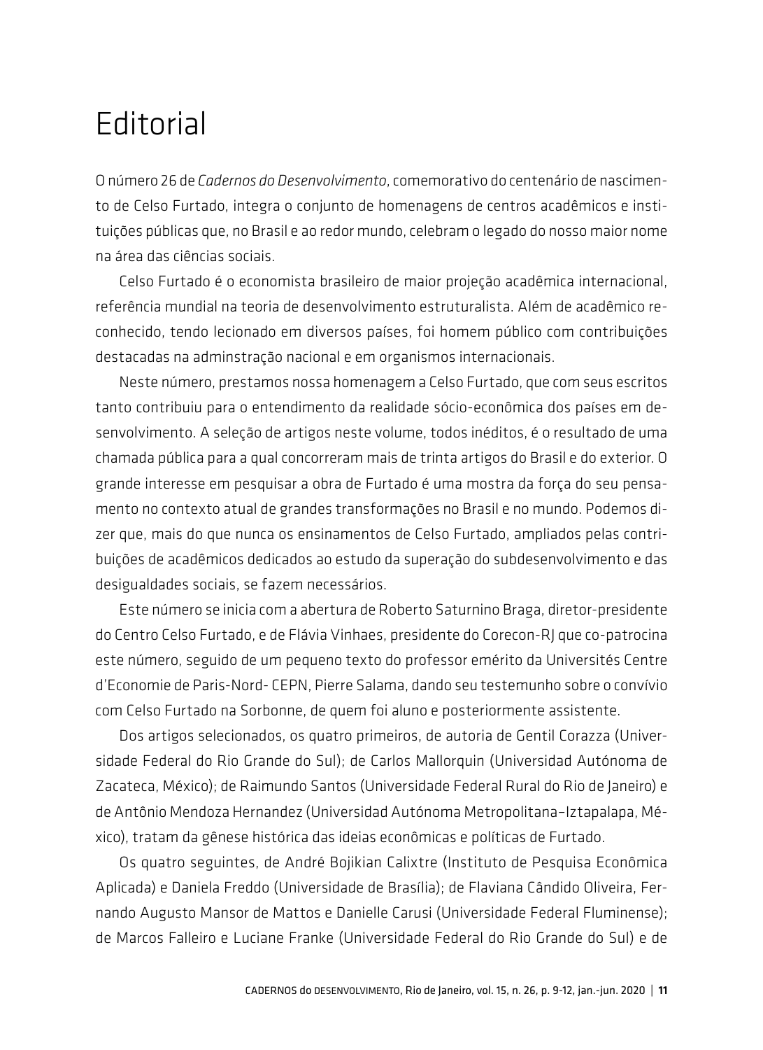# Editorial

O número 26 de *Cadernos do Desenvolvimento*, comemorativo do centenário de nascimento de Celso Furtado, integra o conjunto de homenagens de centros acadêmicos e instituições públicas que, no Brasil e ao redor mundo, celebram o legado do nosso maior nome na área das ciências sociais.

Celso Furtado é o economista brasileiro de maior projeção acadêmica internacional, referência mundial na teoria de desenvolvimento estruturalista. Além de acadêmico reconhecido, tendo lecionado em diversos países, foi homem público com contribuições destacadas na adminstração nacional e em organismos internacionais.

Neste número, prestamos nossa homenagem a Celso Furtado, que com seus escritos tanto contribuiu para o entendimento da realidade sócio-econômica dos países em desenvolvimento. A seleção de artigos neste volume, todos inéditos, é o resultado de uma chamada pública para a qual concorreram mais de trinta artigos do Brasil e do exterior. O grande interesse em pesquisar a obra de Furtado é uma mostra da força do seu pensamento no contexto atual de grandes transformações no Brasil e no mundo. Podemos dizer que, mais do que nunca os ensinamentos de Celso Furtado, ampliados pelas contribuições de acadêmicos dedicados ao estudo da superação do subdesenvolvimento e das desigualdades sociais, se fazem necessários.

Este número se inicia com a abertura de Roberto Saturnino Braga, diretor-presidente do Centro Celso Furtado, e de Flávia Vinhaes, presidente do Corecon-RJ que co-patrocina este número, seguido de um pequeno texto do professor emérito da Universités Centre d'Economie de Paris-Nord- CEPN, Pierre Salama, dando seu testemunho sobre o convívio com Celso Furtado na Sorbonne, de quem foi aluno e posteriormente assistente.

Dos artigos selecionados, os quatro primeiros, de autoria de Gentil Corazza (Universidade Federal do Rio Grande do Sul); de Carlos Mallorquin (Universidad Autónoma de Zacateca, México); de Raimundo Santos (Universidade Federal Rural do Rio de Janeiro) e de Antônio Mendoza Hernandez (Universidad Autónoma Metropolitana–Iztapalapa, México), tratam da gênese histórica das ideias econômicas e políticas de Furtado.

Os quatro seguintes, de André Bojikian Calixtre (Instituto de Pesquisa Econômica Aplicada) e Daniela Freddo (Universidade de Brasília); de Flaviana Cândido Oliveira, Fernando Augusto Mansor de Mattos e Danielle Carusi (Universidade Federal Fluminense); de Marcos Falleiro e Luciane Franke (Universidade Federal do Rio Grande do Sul) e de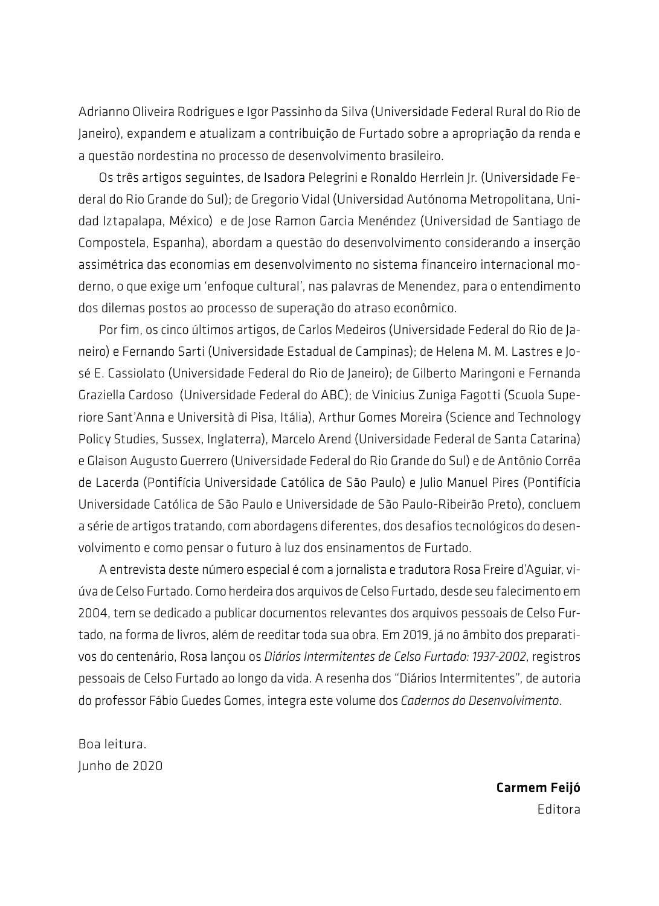Adrianno Oliveira Rodrigues e Igor Passinho da Silva (Universidade Federal Rural do Rio de Janeiro), expandem e atualizam a contribuição de Furtado sobre a apropriação da renda e a questão nordestina no processo de desenvolvimento brasileiro.

Os três artigos seguintes, de Isadora Pelegrini e Ronaldo Herrlein Jr. (Universidade Federal do Rio Grande do Sul); de Gregorio Vidal (Universidad Autónoma Metropolitana, Unidad Iztapalapa, México) e de Jose Ramon Garcia Menéndez (Universidad de Santiago de Compostela, Espanha), abordam a questão do desenvolvimento considerando a inserção assimétrica das economias em desenvolvimento no sistema financeiro internacional moderno, o que exige um 'enfoque cultural', nas palavras de Menendez, para o entendimento dos dilemas postos ao processo de superação do atraso econômico.

Por fim, os cinco últimos artigos, de Carlos Medeiros (Universidade Federal do Rio de Janeiro) e Fernando Sarti (Universidade Estadual de Campinas); de Helena M. M. Lastres e José E. Cassiolato (Universidade Federal do Rio de Janeiro); de Gilberto Maringoni e Fernanda Graziella Cardoso (Universidade Federal do ABC); de Vinicius Zuniga Fagotti (Scuola Superiore Sant'Anna e Università di Pisa, Itália), Arthur Gomes Moreira (Science and Technology Policy Studies, Sussex, Inglaterra), Marcelo Arend (Universidade Federal de Santa Catarina) e Glaison Augusto Guerrero (Universidade Federal do Rio Grande do Sul) e de Antônio Corrêa de Lacerda (Pontifícia Universidade Católica de São Paulo) e Julio Manuel Pires (Pontifícia Universidade Católica de São Paulo e Universidade de São Paulo-Ribeirão Preto), concluem a série de artigos tratando, com abordagens diferentes, dos desafios tecnológicos do desenvolvimento e como pensar o futuro à luz dos ensinamentos de Furtado.

A entrevista deste número especial é com a jornalista e tradutora Rosa Freire d'Aguiar, viúva de Celso Furtado. Como herdeira dos arquivos de Celso Furtado, desde seu falecimento em 2004, tem se dedicado a publicar documentos relevantes dos arquivos pessoais de Celso Furtado, na forma de livros, além de reeditar toda sua obra. Em 2019, já no âmbito dos preparativos do centenário, Rosa lançou os *Diários Intermitentes de Celso Furtado: 1937-2002*, registros pessoais de Celso Furtado ao longo da vida. A resenha dos "Diários Intermitentes", de autoria do professor Fábio Guedes Gomes, integra este volume dos *Cadernos do Desenvolvimento*.

Boa leitura.
Junho de 2020

**Carmem Feijó**
Editora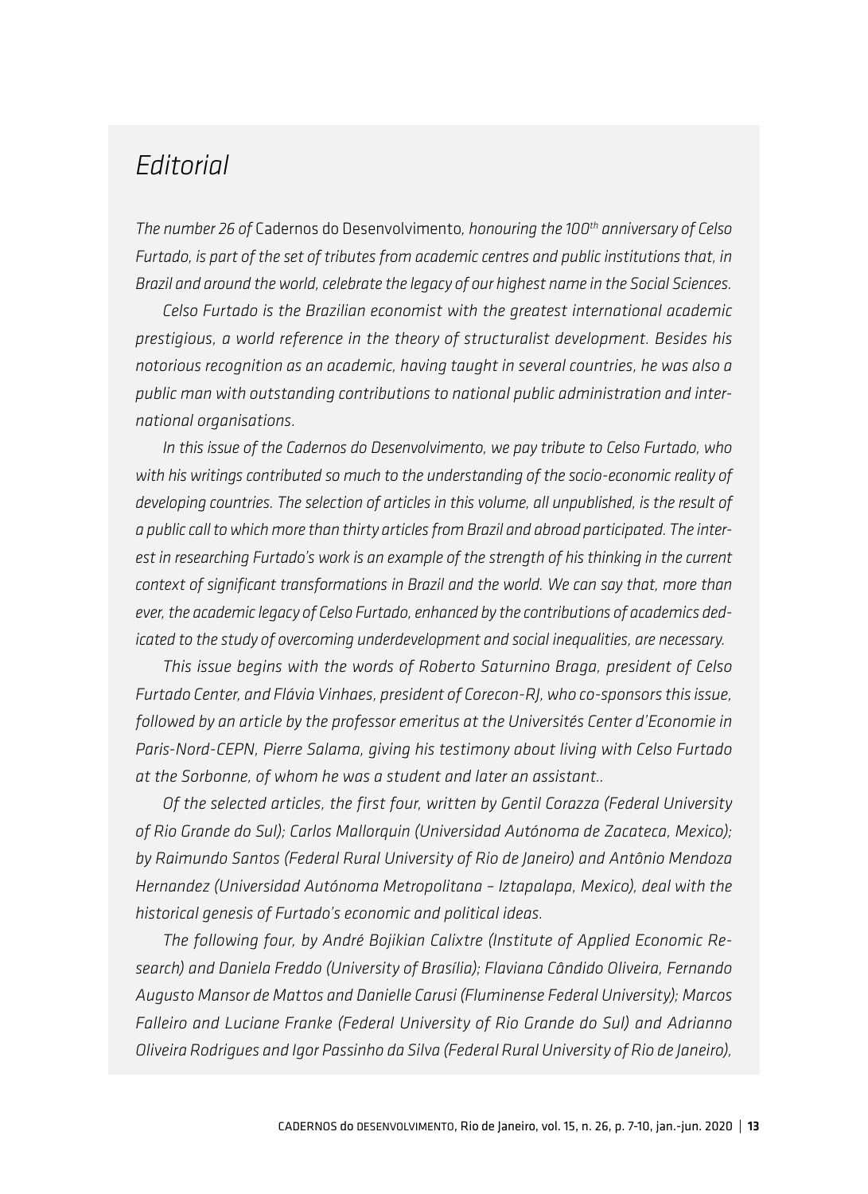# *Editorial*

*The number 26 of* Cadernos do Desenvolvimento*, honouring the 100[th] anniversary of Celso Furtado, is part of the set of tributes from academic centres and public institutions that, in Brazil and around the world, celebrate the legacy of our highest name in the Social Sciences.*

*Celso Furtado is the Brazilian economist with the greatest international academic prestigious, a world reference in the theory of structuralist development. Besides his notorious recognition as an academic, having taught in several countries, he was also a public man with outstanding contributions to national public administration and international organisations.*

*In this issue of the Cadernos do Desenvolvimento, we pay tribute to Celso Furtado, who with his writings contributed so much to the understanding of the socio-economic reality of developing countries. The selection of articles in this volume, all unpublished, is the result of a public call to which more than thirty articles from Brazil and abroad participated. The interest in researching Furtado's work is an example of the strength of his thinking in the current context of significant transformations in Brazil and the world. We can say that, more than ever, the academic legacy of Celso Furtado, enhanced by the contributions of academics dedicated to the study of overcoming underdevelopment and social inequalities, are necessary.*

*This issue begins with the words of Roberto Saturnino Braga, president of Celso Furtado Center, and Flávia Vinhaes, president of Corecon-RJ, who co-sponsors this issue, followed by an article by the professor emeritus at the Universités Center d'Economie in Paris-Nord-CEPN, Pierre Salama, giving his testimony about living with Celso Furtado at the Sorbonne, of whom he was a student and later an assistant..*

*Of the selected articles, the first four, written by Gentil Corazza (Federal University of Rio Grande do Sul); Carlos Mallorquin (Universidad Autónoma de Zacateca, Mexico); by Raimundo Santos (Federal Rural University of Rio de Janeiro) and Antônio Mendoza Hernandez (Universidad Autónoma Metropolitana – Iztapalapa, Mexico), deal with the historical genesis of Furtado's economic and political ideas.*

*The following four, by André Bojikian Calixtre (Institute of Applied Economic Research) and Daniela Freddo (University of Brasília); Flaviana Cândido Oliveira, Fernando Augusto Mansor de Mattos and Danielle Carusi (Fluminense Federal University); Marcos Falleiro and Luciane Franke (Federal University of Rio Grande do Sul) and Adrianno Oliveira Rodrigues and Igor Passinho da Silva (Federal Rural University of Rio de Janeiro),*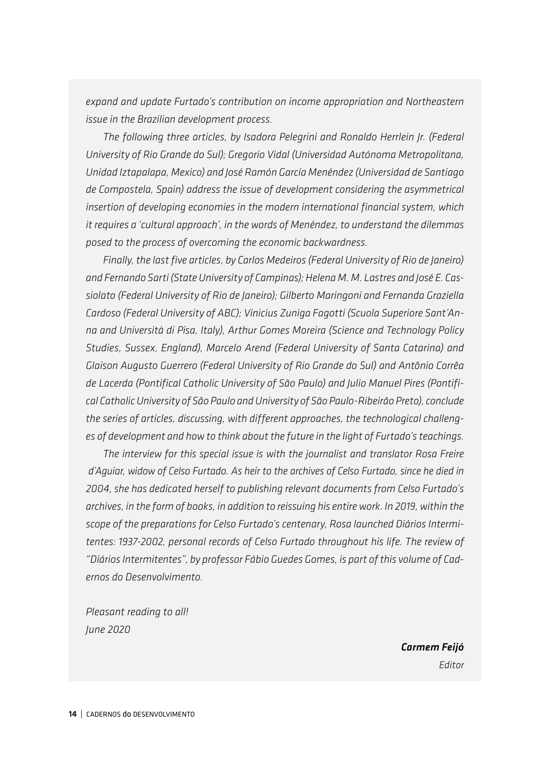*expand and update Furtado's contribution on income appropriation and Northeastern issue in the Brazilian development process.*

*The following three articles, by Isadora Pelegrini and Ronaldo Herrlein Jr. (Federal University of Rio Grande do Sul); Gregorio Vidal (Universidad Autónoma Metropolitana, Unidad Iztapalapa, Mexico) and José Ramón García Menéndez (Universidad de Santiago de Compostela, Spain) address the issue of development considering the asymmetrical insertion of developing economies in the modern international financial system, which it requires a 'cultural approach', in the words of Menéndez, to understand the dilemmas posed to the process of overcoming the economic backwardness.*

*Finally, the last five articles, by Carlos Medeiros (Federal University of Rio de Janeiro) and Fernando Sarti (State University of Campinas); Helena M. M. Lastres and José E. Cassiolato (Federal University of Rio de Janeiro); Gilberto Maringoni and Fernanda Graziella Cardoso (Federal University of ABC); Vinicius Zuniga Fagotti (Scuola Superiore Sant'Anna and Università di Pisa, Italy), Arthur Gomes Moreira (Science and Technology Policy Studies, Sussex, England), Marcelo Arend (Federal University of Santa Catarina) and Glaison Augusto Guerrero (Federal University of Rio Grande do Sul) and Antônio Corrêa de Lacerda (Pontifical Catholic University of São Paulo) and Julio Manuel Pires (Pontifical Catholic University of São Paulo and University of São Paulo-Ribeirão Preto), conclude the series of articles, discussing, with different approaches, the technological challenges of development and how to think about the future in the light of Furtado's teachings.*

*The interview for this special issue is with the journalist and translator Rosa Freire d'Aguiar, widow of Celso Furtado. As heir to the archives of Celso Furtado, since he died in 2004, she has dedicated herself to publishing relevant documents from Celso Furtado's archives, in the form of books, in addition to reissuing his entire work. In 2019, within the scope of the preparations for Celso Furtado's centenary, Rosa launched Diários Intermitentes: 1937-2002, personal records of Celso Furtado throughout his life. The review of "Diários Intermitentes", by professor Fábio Guedes Gomes, is part of this volume of Cadernos do Desenvolvimento.*

*Pleasant reading to all!*
*June 2020*

***Carmem Feijó***
*Editor*